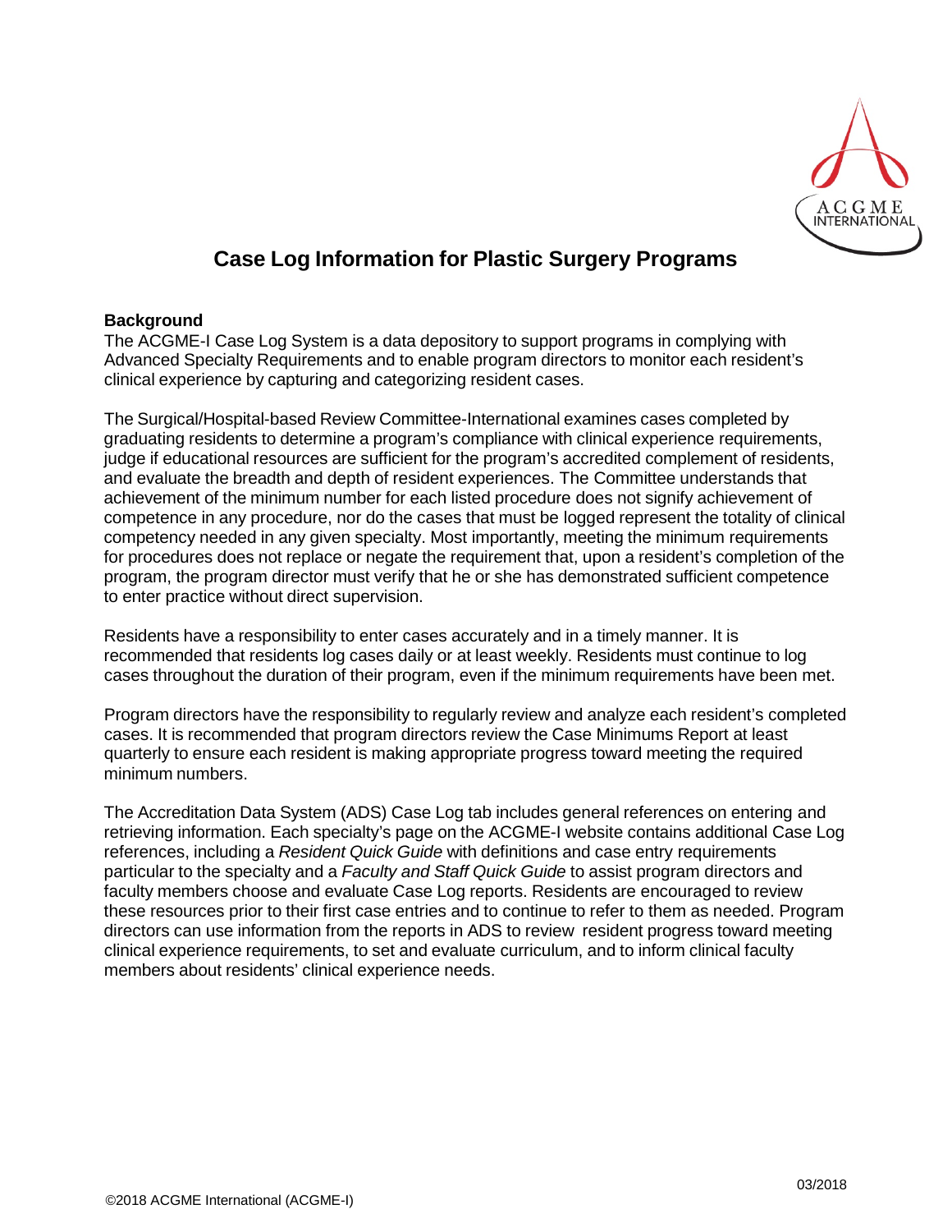# Case Log Information for Plastic Surgery Programs

## Background

The ACGME-I Case Log System is a data depository to support programs in complying with Advanced Specialty Requirements and to enable program directors to monitor each resident's clinical experience by capturing and categorizing resident cases.

The Surgical/Hospital-based Review Committee-International examines cases completed by graduating residents to determine a program's compliance with clinical experience requirements, judge if educational resources are sufficient for the program's accredited complement of residents, and evaluate the breadth and depth of resident experiences. The Committee understands that achievement of the minimum number for each listed procedure does not signify achievement of competence in any procedure, nor do the cases that must be logged represent the totality of clinical competency needed in any given specialty. Most importantly, meeting the minimum requirements for procedures does not replace or negate the requirement that, upon a resident's completion of the program, the program director must verify that he or she has demonstrated sufficient competence to enter practice without direct supervision.

Residents have a responsibility to enter cases accurately and in a timely manner. It is recommended that residents log cases daily or at least weekly. Residents must continue to log cases throughout the duration of their program, even if the minimum requirements have been met.

Program directors have the responsibility to regularly review and analyze each resident's completed cases. It is recommended that program directors review the Case Minimums Report at least quarterly to ensure each resident is making appropriate progress toward meeting the required minimum numbers.

The Accreditation Data System (ADS) Case Log tab includes general references on entering and retrieving information. Each specialty's page on the ACGME-I website contains additional Case Log references, including a *Resident Quick Guide* with definitions and case entry requirements particular to the specialty and a *Faculty and Staff Quick Guide* to assist program directors and faculty members choose and evaluate Case Log reports. Residents are encouraged to review these resources prior to their first case entries and to continue to refer to them as needed. Program directors can use information from the reports in ADS to review resident progress toward meeting clinical experience requirements, to set and evaluate curriculum, and to inform clinical faculty members about residents' clinical experience needs.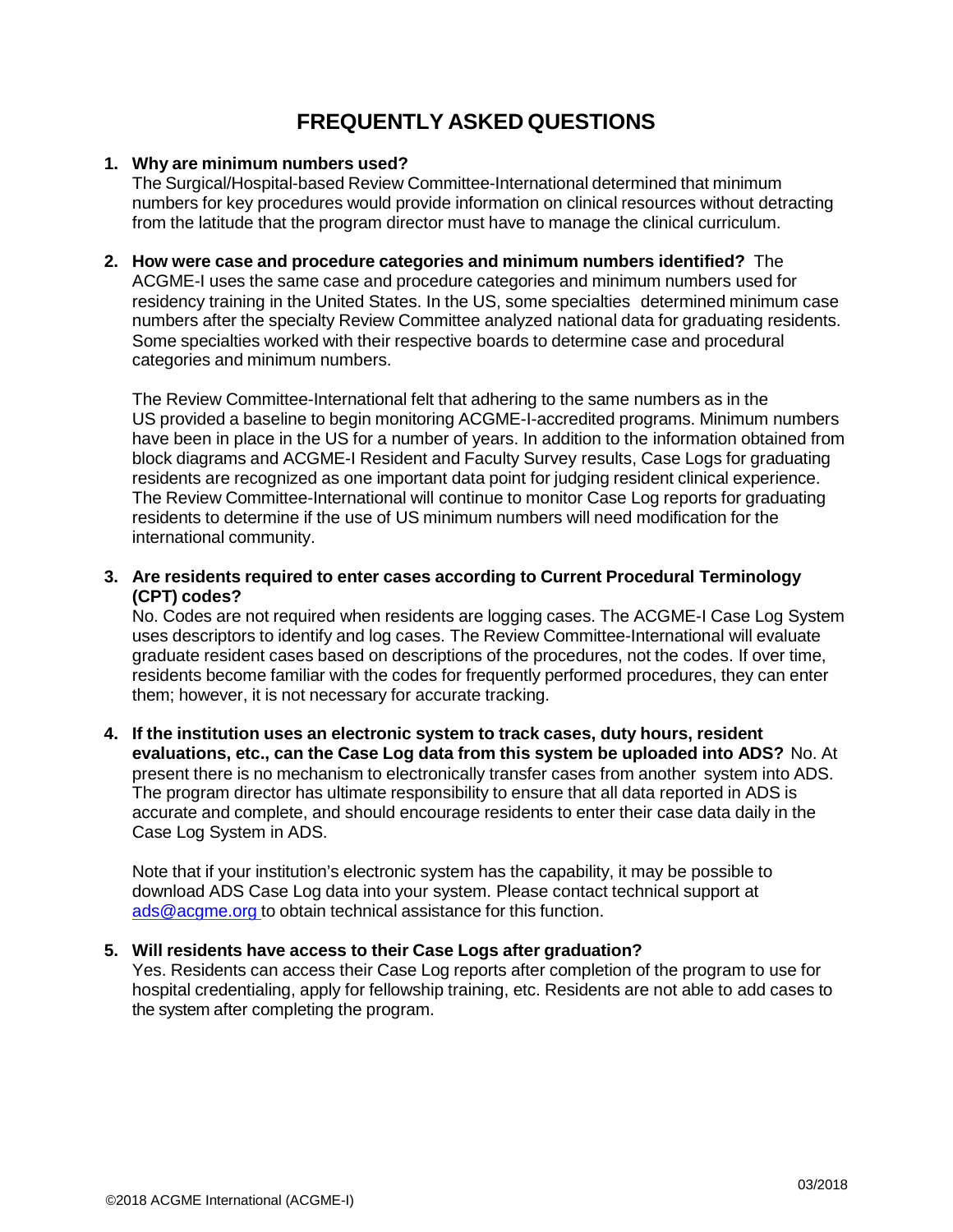# FREQUENTLY ASKED QUESTIONS

1. **Why are minimum numbers used?**
   The Surgical/Hospital-based Review Committee-International determined that minimum numbers for key procedures would provide information on clinical resources without detracting from the latitude that the program director must have to manage the clinical curriculum.

2. **How were case and procedure categories and minimum numbers identified?** The ACGME-I uses the same case and procedure categories and minimum numbers used for residency training in the United States. In the US, some specialties determined minimum case numbers after the specialty Review Committee analyzed national data for graduating residents. Some specialties worked with their respective boards to determine case and procedural categories and minimum numbers.

   The Review Committee-International felt that adhering to the same numbers as in the US provided a baseline to begin monitoring ACGME-I-accredited programs. Minimum numbers have been in place in the US for a number of years. In addition to the information obtained from block diagrams and ACGME-I Resident and Faculty Survey results, Case Logs for graduating residents are recognized as one important data point for judging resident clinical experience. The Review Committee-International will continue to monitor Case Log reports for graduating residents to determine if the use of US minimum numbers will need modification for the international community.

3. **Are residents required to enter cases according to Current Procedural Terminology (CPT) codes?**
   No. Codes are not required when residents are logging cases. The ACGME-I Case Log System uses descriptors to identify and log cases. The Review Committee-International will evaluate graduate resident cases based on descriptions of the procedures, not the codes. If over time, residents become familiar with the codes for frequently performed procedures, they can enter them; however, it is not necessary for accurate tracking.

4. **If the institution uses an electronic system to track cases, duty hours, resident evaluations, etc., can the Case Log data from this system be uploaded into ADS?** No. At present there is no mechanism to electronically transfer cases from another system into ADS. The program director has ultimate responsibility to ensure that all data reported in ADS is accurate and complete, and should encourage residents to enter their case data daily in the Case Log System in ADS.

   Note that if your institution's electronic system has the capability, it may be possible to download ADS Case Log data into your system. Please contact technical support at ads@acgme.org to obtain technical assistance for this function.

5. **Will residents have access to their Case Logs after graduation?**
   Yes. Residents can access their Case Log reports after completion of the program to use for hospital credentialing, apply for fellowship training, etc. Residents are not able to add cases to the system after completing the program.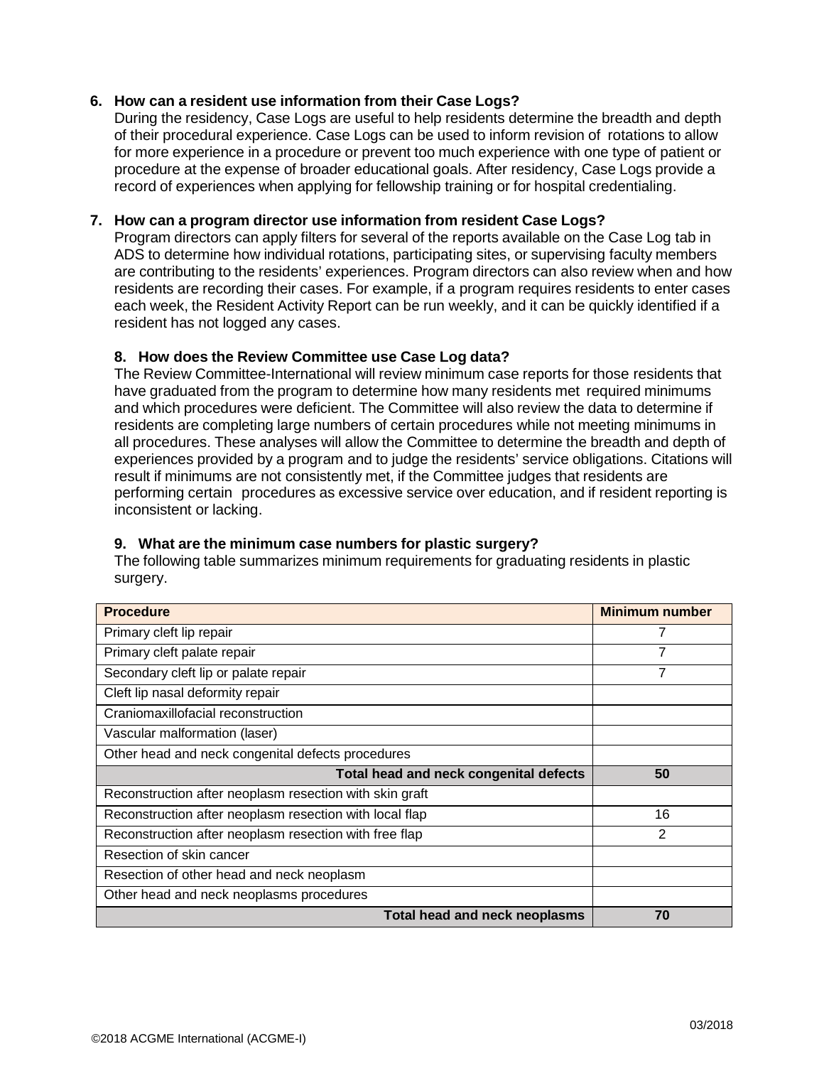**6. How can a resident use information from their Case Logs?**

During the residency, Case Logs are useful to help residents determine the breadth and depth of their procedural experience. Case Logs can be used to inform revision of rotations to allow for more experience in a procedure or prevent too much experience with one type of patient or procedure at the expense of broader educational goals. After residency, Case Logs provide a record of experiences when applying for fellowship training or for hospital credentialing.

**7. How can a program director use information from resident Case Logs?**

Program directors can apply filters for several of the reports available on the Case Log tab in ADS to determine how individual rotations, participating sites, or supervising faculty members are contributing to the residents' experiences. Program directors can also review when and how residents are recording their cases. For example, if a program requires residents to enter cases each week, the Resident Activity Report can be run weekly, and it can be quickly identified if a resident has not logged any cases.

**8. How does the Review Committee use Case Log data?**

The Review Committee-International will review minimum case reports for those residents that have graduated from the program to determine how many residents met required minimums and which procedures were deficient. The Committee will also review the data to determine if residents are completing large numbers of certain procedures while not meeting minimums in all procedures. These analyses will allow the Committee to determine the breadth and depth of experiences provided by a program and to judge the residents' service obligations. Citations will result if minimums are not consistently met, if the Committee judges that residents are performing certain procedures as excessive service over education, and if resident reporting is inconsistent or lacking.

**9. What are the minimum case numbers for plastic surgery?**

The following table summarizes minimum requirements for graduating residents in plastic surgery.

| Procedure | Minimum number |
|---|---|
| Primary cleft lip repair | 7 |
| Primary cleft palate repair | 7 |
| Secondary cleft lip or palate repair | 7 |
| Cleft lip nasal deformity repair | |
| Craniomaxillofacial reconstruction | |
| Vascular malformation (laser) | |
| Other head and neck congenital defects procedures | |
| **Total head and neck congenital defects** | **50** |
| Reconstruction after neoplasm resection with skin graft | |
| Reconstruction after neoplasm resection with local flap | 16 |
| Reconstruction after neoplasm resection with free flap | 2 |
| Resection of skin cancer | |
| Resection of other head and neck neoplasm | |
| Other head and neck neoplasms procedures | |
| **Total head and neck neoplasms** | **70** |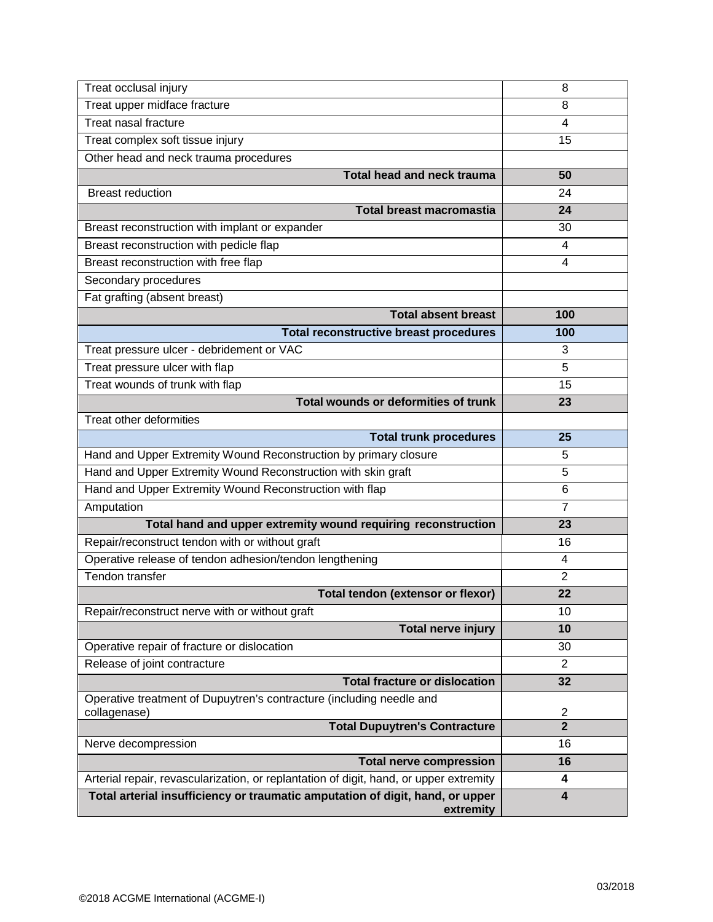| | |
|---|---|
| Treat occlusal injury | 8 |
| Treat upper midface fracture | 8 |
| Treat nasal fracture | 4 |
| Treat complex soft tissue injury | 15 |
| Other head and neck trauma procedures | |
| **Total head and neck trauma** | **50** |
| Breast reduction | 24 |
| **Total breast macromastia** | **24** |
| Breast reconstruction with implant or expander | 30 |
| Breast reconstruction with pedicle flap | 4 |
| Breast reconstruction with free flap | 4 |
| Secondary procedures | |
| Fat grafting (absent breast) | |
| **Total absent breast** | **100** |
| **Total reconstructive breast procedures** | **100** |
| Treat pressure ulcer - debridement or VAC | 3 |
| Treat pressure ulcer with flap | 5 |
| Treat wounds of trunk with flap | 15 |
| **Total wounds or deformities of trunk** | **23** |
| Treat other deformities | |
| **Total trunk procedures** | **25** |
| Hand and Upper Extremity Wound Reconstruction by primary closure | 5 |
| Hand and Upper Extremity Wound Reconstruction with skin graft | 5 |
| Hand and Upper Extremity Wound Reconstruction with flap | 6 |
| Amputation | 7 |
| **Total hand and upper extremity wound requiring reconstruction** | **23** |
| Repair/reconstruct tendon with or without graft | 16 |
| Operative release of tendon adhesion/tendon lengthening | 4 |
| Tendon transfer | 2 |
| **Total tendon (extensor or flexor)** | **22** |
| Repair/reconstruct nerve with or without graft | 10 |
| **Total nerve injury** | **10** |
| Operative repair of fracture or dislocation | 30 |
| Release of joint contracture | 2 |
| **Total fracture or dislocation** | **32** |
| Operative treatment of Dupuytren's contracture (including needle and collagenase) | 2 |
| **Total Dupuytren's Contracture** | **2** |
| Nerve decompression | 16 |
| **Total nerve compression** | **16** |
| Arterial repair, revascularization, or replantation of digit, hand, or upper extremity | **4** |
| **Total arterial insufficiency or traumatic amputation of digit, hand, or upper extremity** | **4** |

©2018 ACGME International (ACGME-I)

03/2018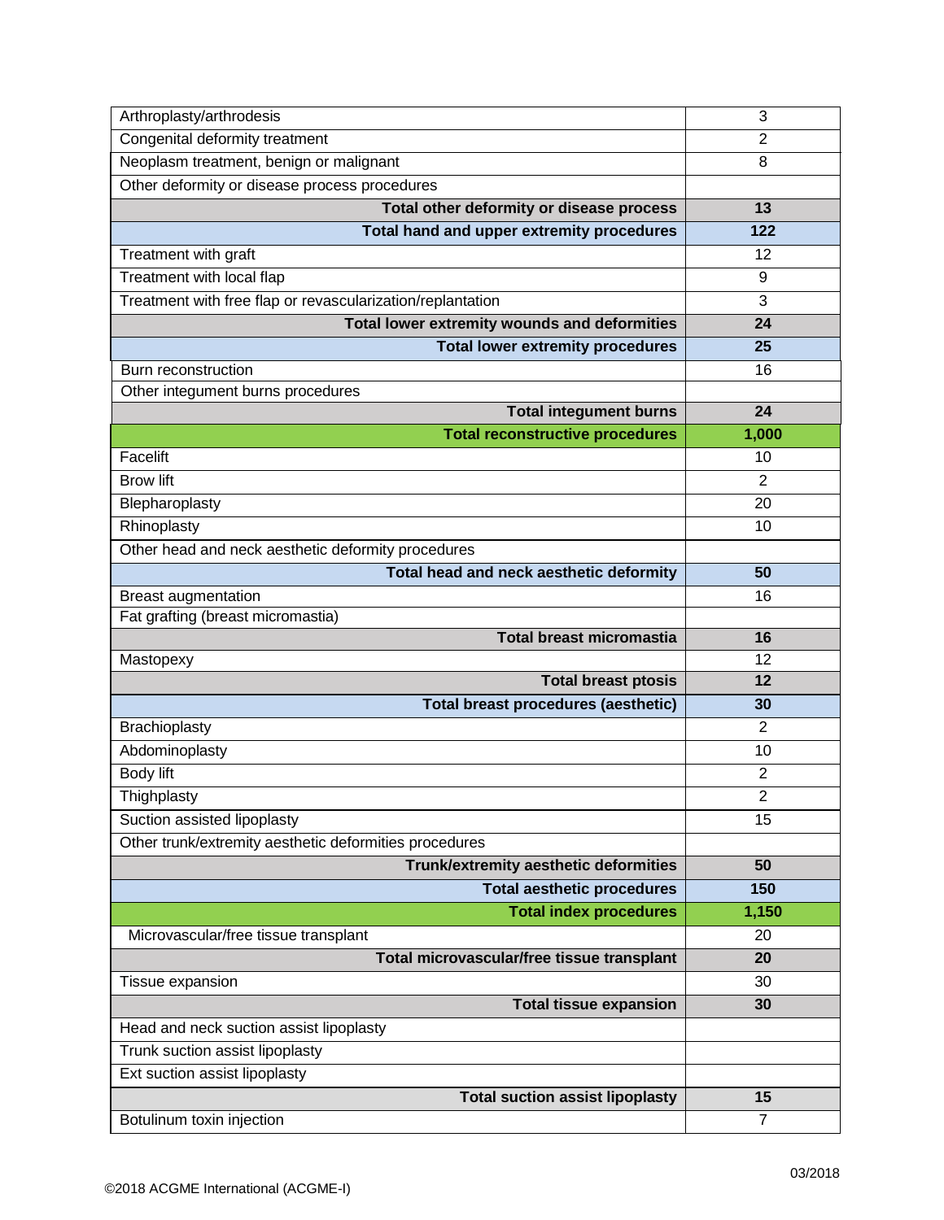| | |
|---|---|
| Arthroplasty/arthrodesis | 3 |
| Congenital deformity treatment | 2 |
| Neoplasm treatment, benign or malignant | 8 |
| Other deformity or disease process procedures | |
| **Total other deformity or disease process** | **13** |
| **Total hand and upper extremity procedures** | **122** |
| Treatment with graft | 12 |
| Treatment with local flap | 9 |
| Treatment with free flap or revascularization/replantation | 3 |
| **Total lower extremity wounds and deformities** | **24** |
| **Total lower extremity procedures** | **25** |
| Burn reconstruction | 16 |
| Other integument burns procedures | |
| **Total integument burns** | **24** |
| **Total reconstructive procedures** | **1,000** |
| Facelift | 10 |
| Brow lift | 2 |
| Blepharoplasty | 20 |
| Rhinoplasty | 10 |
| Other head and neck aesthetic deformity procedures | |
| **Total head and neck aesthetic deformity** | **50** |
| Breast augmentation | 16 |
| Fat grafting (breast micromastia) | |
| **Total breast micromastia** | **16** |
| Mastopexy | 12 |
| **Total breast ptosis** | **12** |
| **Total breast procedures (aesthetic)** | **30** |
| Brachioplasty | 2 |
| Abdominoplasty | 10 |
| Body lift | 2 |
| Thighplasty | 2 |
| Suction assisted lipoplasty | 15 |
| Other trunk/extremity aesthetic deformities procedures | |
| **Trunk/extremity aesthetic deformities** | **50** |
| **Total aesthetic procedures** | **150** |
| **Total index procedures** | **1,150** |
| Microvascular/free tissue transplant | 20 |
| **Total microvascular/free tissue transplant** | **20** |
| Tissue expansion | 30 |
| **Total tissue expansion** | **30** |
| Head and neck suction assist lipoplasty | |
| Trunk suction assist lipoplasty | |
| Ext suction assist lipoplasty | |
| **Total suction assist lipoplasty** | **15** |
| Botulinum toxin injection | 7 |

©2018 ACGME International (ACGME-I)

03/2018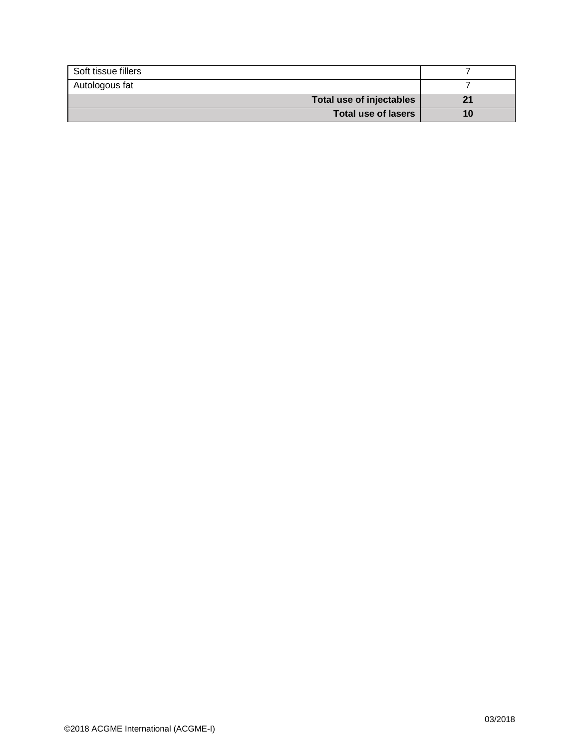| | |
|---|---|
| Soft tissue fillers | 7 |
| Autologous fat | 7 |
| **Total use of injectables** | **21** |
| **Total use of lasers** | **10** |

03/2018

©2018 ACGME International (ACGME-I)